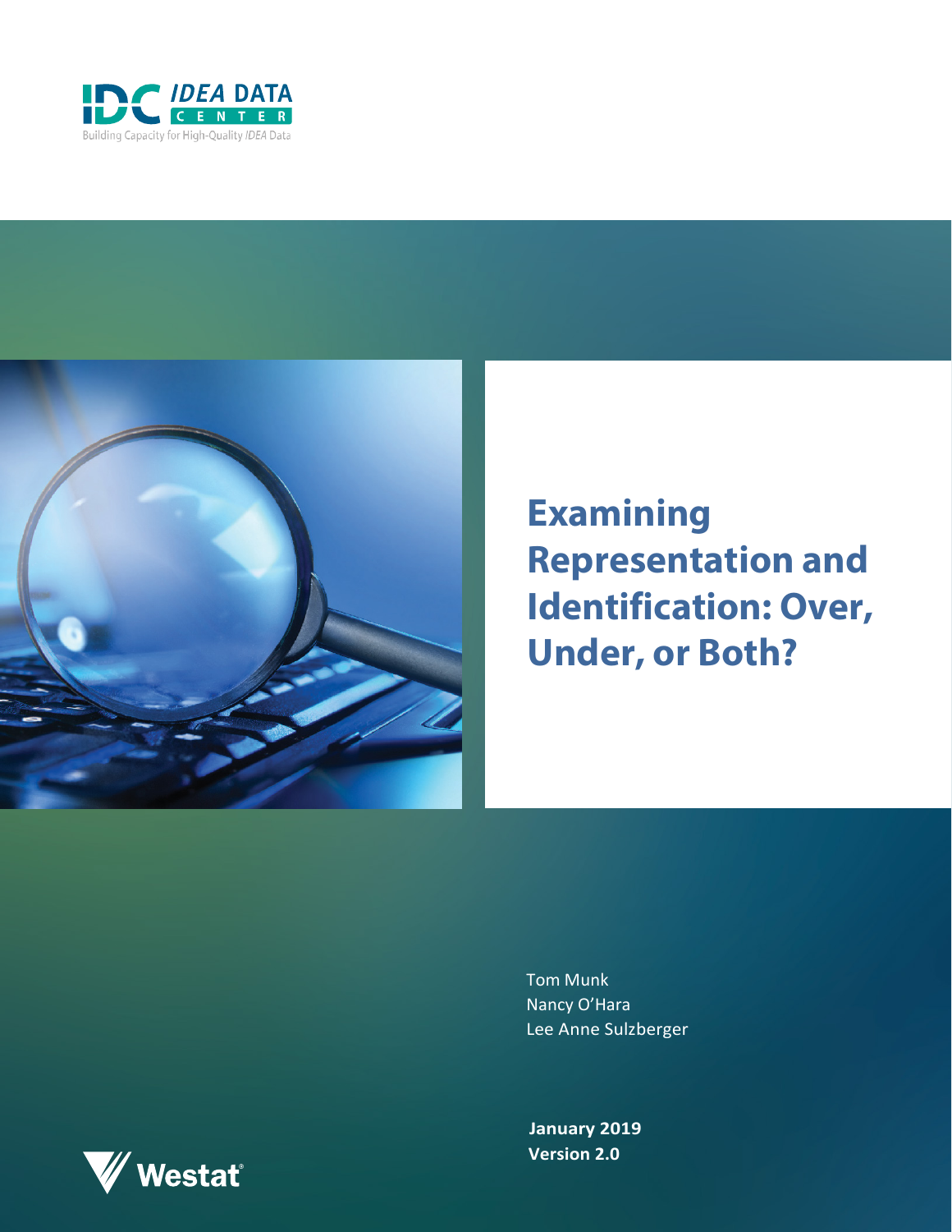IDC IDEA DATA CENTER

Building Capacity for High-Quality *IDEA* Data

# Examining Representation and Identification: Over, Under, or Both?

Tom Munk
Nancy O'Hara
Lee Anne Sulzberger

**January 2019**
**Version 2.0**

Westat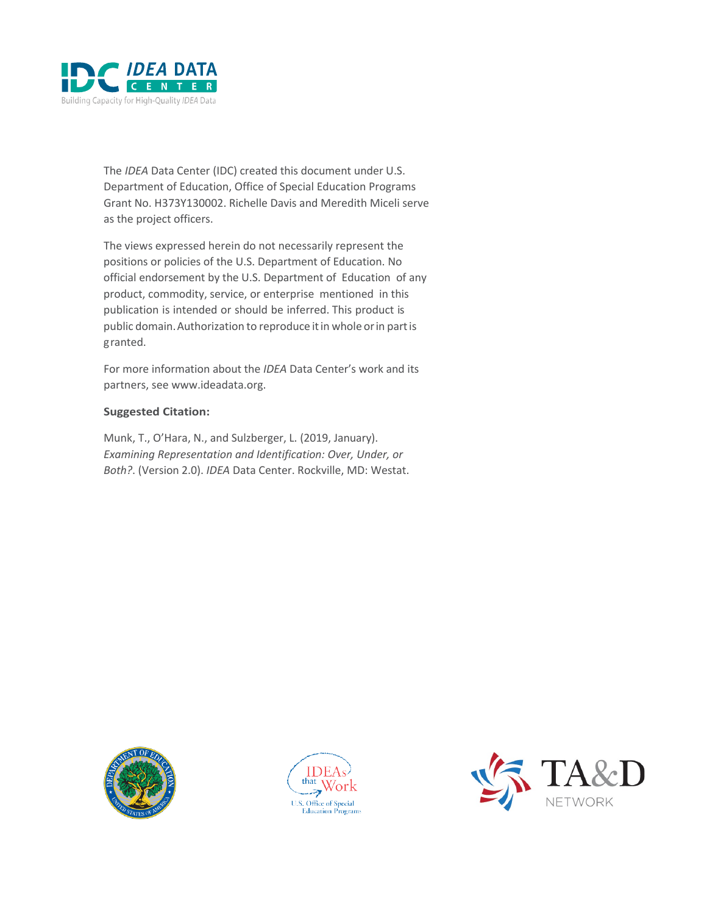The *IDEA* Data Center (IDC) created this document under U.S. Department of Education, Office of Special Education Programs Grant No. H373Y130002. Richelle Davis and Meredith Miceli serve as the project officers.

The views expressed herein do not necessarily represent the positions or policies of the U.S. Department of Education. No official endorsement by the U.S. Department of Education of any product, commodity, service, or enterprise mentioned in this publication is intended or should be inferred. This product is public domain. Authorization to reproduce it in whole or in part is granted.

For more information about the *IDEA* Data Center's work and its partners, see www.ideadata.org.

**Suggested Citation:**

Munk, T., O'Hara, N., and Sulzberger, L. (2019, January). *Examining Representation and Identification: Over, Under, or Both?*. (Version 2.0). *IDEA* Data Center. Rockville, MD: Westat.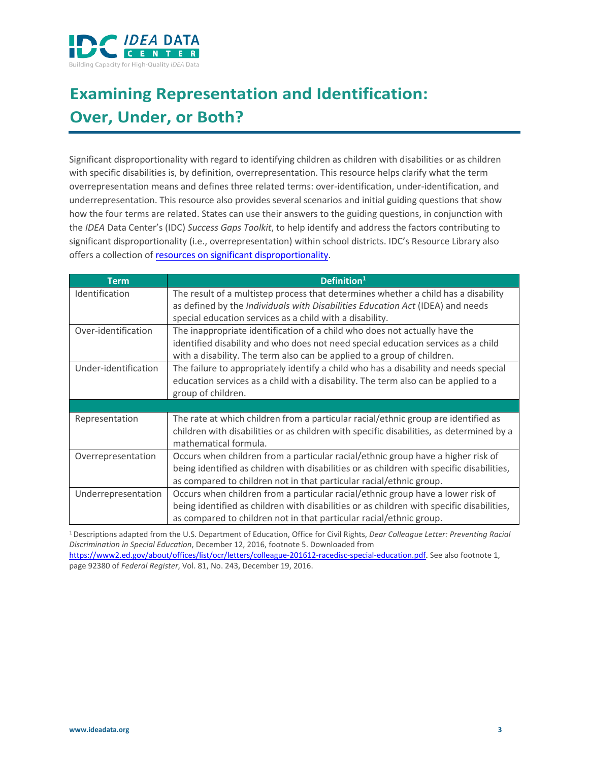# Examining Representation and Identification: Over, Under, or Both?

Significant disproportionality with regard to identifying children as children with disabilities or as children with specific disabilities is, by definition, overrepresentation. This resource helps clarify what the term overrepresentation means and defines three related terms: over-identification, under-identification, and underrepresentation. This resource also provides several scenarios and initial guiding questions that show how the four terms are related. States can use their answers to the guiding questions, in conjunction with the *IDEA* Data Center's (IDC) *Success Gaps Toolkit*, to help identify and address the factors contributing to significant disproportionality (i.e., overrepresentation) within school districts. IDC's Resource Library also offers a collection of [resources on significant disproportionality](#).

| Term | Definition[1] |
|---|---|
| Identification | The result of a multistep process that determines whether a child has a disability as defined by the *Individuals with Disabilities Education Act* (IDEA) and needs special education services as a child with a disability. |
| Over-identification | The inappropriate identification of a child who does not actually have the identified disability and who does not need special education services as a child with a disability. The term also can be applied to a group of children. |
| Under-identification | The failure to appropriately identify a child who has a disability and needs special education services as a child with a disability. The term also can be applied to a group of children. |
| | |
| Representation | The rate at which children from a particular racial/ethnic group are identified as children with disabilities or as children with specific disabilities, as determined by a mathematical formula. |
| Overrepresentation | Occurs when children from a particular racial/ethnic group have a higher risk of being identified as children with disabilities or as children with specific disabilities, as compared to children not in that particular racial/ethnic group. |
| Underrepresentation | Occurs when children from a particular racial/ethnic group have a lower risk of being identified as children with disabilities or as children with specific disabilities, as compared to children not in that particular racial/ethnic group. |

[1] Descriptions adapted from the U.S. Department of Education, Office for Civil Rights, *Dear Colleague Letter: Preventing Racial Discrimination in Special Education*, December 12, 2016, footnote 5. Downloaded from https://www2.ed.gov/about/offices/list/ocr/letters/colleague-201612-racedisc-special-education.pdf. See also footnote 1, page 92380 of *Federal Register*, Vol. 81, No. 243, December 19, 2016.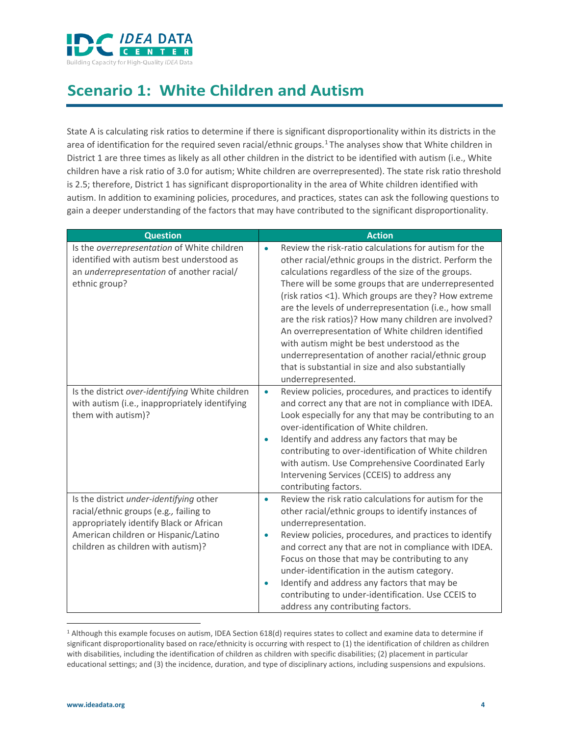# Scenario 1: White Children and Autism

State A is calculating risk ratios to determine if there is significant disproportionality within its districts in the area of identification for the required seven racial/ethnic groups.[1] The analyses show that White children in District 1 are three times as likely as all other children in the district to be identified with autism (i.e., White children have a risk ratio of 3.0 for autism; White children are overrepresented). The state risk ratio threshold is 2.5; therefore, District 1 has significant disproportionality in the area of White children identified with autism. In addition to examining policies, procedures, and practices, states can ask the following questions to gain a deeper understanding of the factors that may have contributed to the significant disproportionality.

| Question | Action |
|---|---|
| Is the *overrepresentation* of White children identified with autism best understood as an *underrepresentation* of another racial/ethnic group? | • Review the risk-ratio calculations for autism for the other racial/ethnic groups in the district. Perform the calculations regardless of the size of the groups. There will be some groups that are underrepresented (risk ratios <1). Which groups are they? How extreme are the levels of underrepresentation (i.e., how small are the risk ratios)? How many children are involved? An overrepresentation of White children identified with autism might be best understood as the underrepresentation of another racial/ethnic group that is substantial in size and also substantially underrepresented. |
| Is the district *over-identifying* White children with autism (i.e., inappropriately identifying them with autism)? | • Review policies, procedures, and practices to identify and correct any that are not in compliance with IDEA. Look especially for any that may be contributing to an over-identification of White children.<br>• Identify and address any factors that may be contributing to over-identification of White children with autism. Use Comprehensive Coordinated Early Intervening Services (CCEIS) to address any contributing factors. |
| Is the district *under-identifying* other racial/ethnic groups (e.g., failing to appropriately identify Black or African American children or Hispanic/Latino children as children with autism)? | • Review the risk ratio calculations for autism for the other racial/ethnic groups to identify instances of underrepresentation.<br>• Review policies, procedures, and practices to identify and correct any that are not in compliance with IDEA. Focus on those that may be contributing to any under-identification in the autism category.<br>• Identify and address any factors that may be contributing to under-identification. Use CCEIS to address any contributing factors. |

[1] Although this example focuses on autism, IDEA Section 618(d) requires states to collect and examine data to determine if significant disproportionality based on race/ethnicity is occurring with respect to (1) the identification of children as children with disabilities, including the identification of children as children with specific disabilities; (2) placement in particular educational settings; and (3) the incidence, duration, and type of disciplinary actions, including suspensions and expulsions.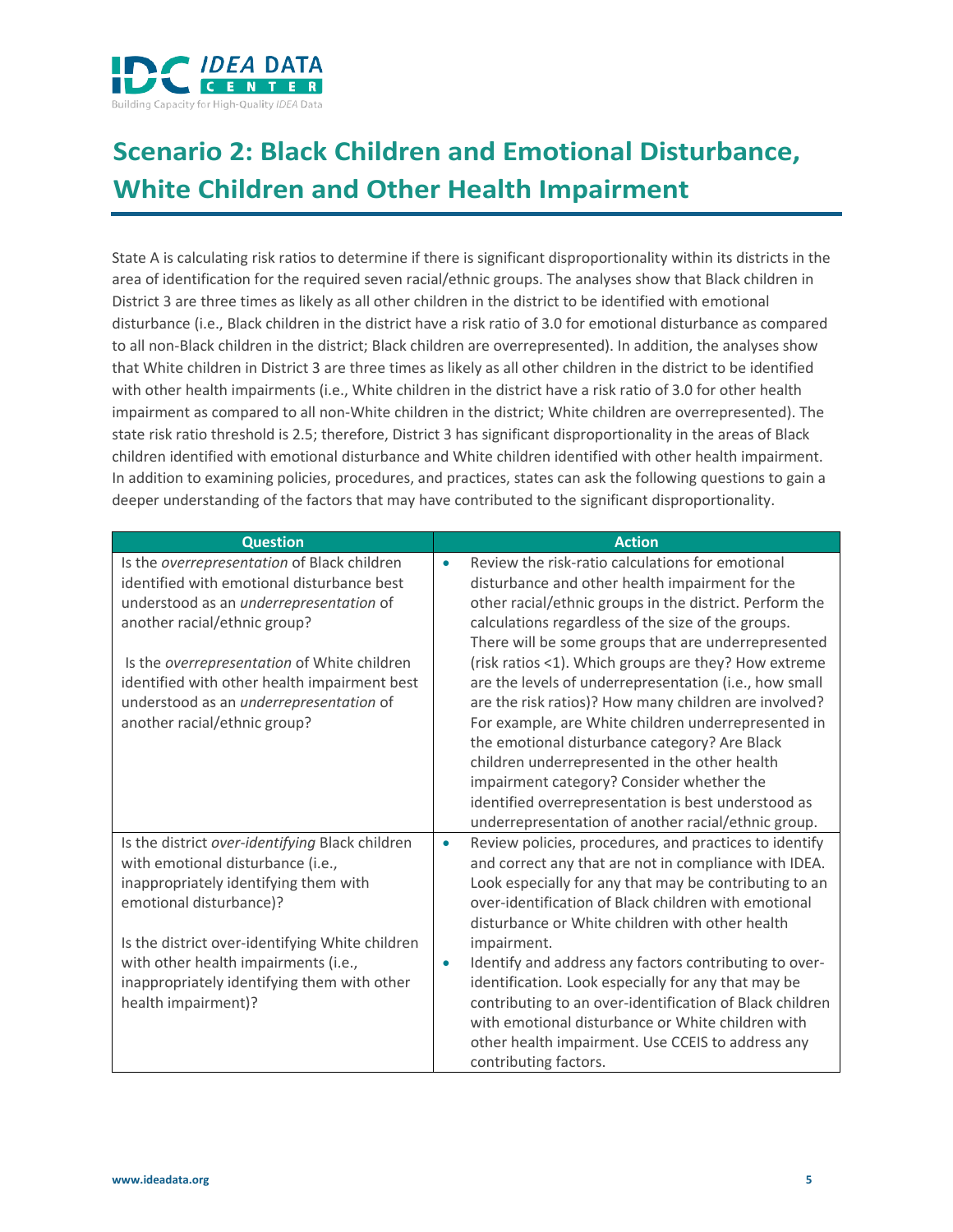# Scenario 2: Black Children and Emotional Disturbance, White Children and Other Health Impairment

State A is calculating risk ratios to determine if there is significant disproportionality within its districts in the area of identification for the required seven racial/ethnic groups. The analyses show that Black children in District 3 are three times as likely as all other children in the district to be identified with emotional disturbance (i.e., Black children in the district have a risk ratio of 3.0 for emotional disturbance as compared to all non-Black children in the district; Black children are overrepresented). In addition, the analyses show that White children in District 3 are three times as likely as all other children in the district to be identified with other health impairments (i.e., White children in the district have a risk ratio of 3.0 for other health impairment as compared to all non-White children in the district; White children are overrepresented). The state risk ratio threshold is 2.5; therefore, District 3 has significant disproportionality in the areas of Black children identified with emotional disturbance and White children identified with other health impairment. In addition to examining policies, procedures, and practices, states can ask the following questions to gain a deeper understanding of the factors that may have contributed to the significant disproportionality.

| Question | Action |
| --- | --- |
| Is the *overrepresentation* of Black children identified with emotional disturbance best understood as an *underrepresentation* of another racial/ethnic group?<br><br>Is the *overrepresentation* of White children identified with other health impairment best understood as an *underrepresentation* of another racial/ethnic group? | • Review the risk-ratio calculations for emotional disturbance and other health impairment for the other racial/ethnic groups in the district. Perform the calculations regardless of the size of the groups. There will be some groups that are underrepresented (risk ratios <1). Which groups are they? How extreme are the levels of underrepresentation (i.e., how small are the risk ratios)? How many children are involved? For example, are White children underrepresented in the emotional disturbance category? Are Black children underrepresented in the other health impairment category? Consider whether the identified overrepresentation is best understood as underrepresentation of another racial/ethnic group. |
| Is the district *over-identifying* Black children with emotional disturbance (i.e., inappropriately identifying them with emotional disturbance)?<br><br>Is the district over-identifying White children with other health impairments (i.e., inappropriately identifying them with other health impairment)? | • Review policies, procedures, and practices to identify and correct any that are not in compliance with IDEA. Look especially for any that may be contributing to an over-identification of Black children with emotional disturbance or White children with other health impairment.<br>• Identify and address any factors contributing to over-identification. Look especially for any that may be contributing to an over-identification of Black children with emotional disturbance or White children with other health impairment. Use CCEIS to address any contributing factors. |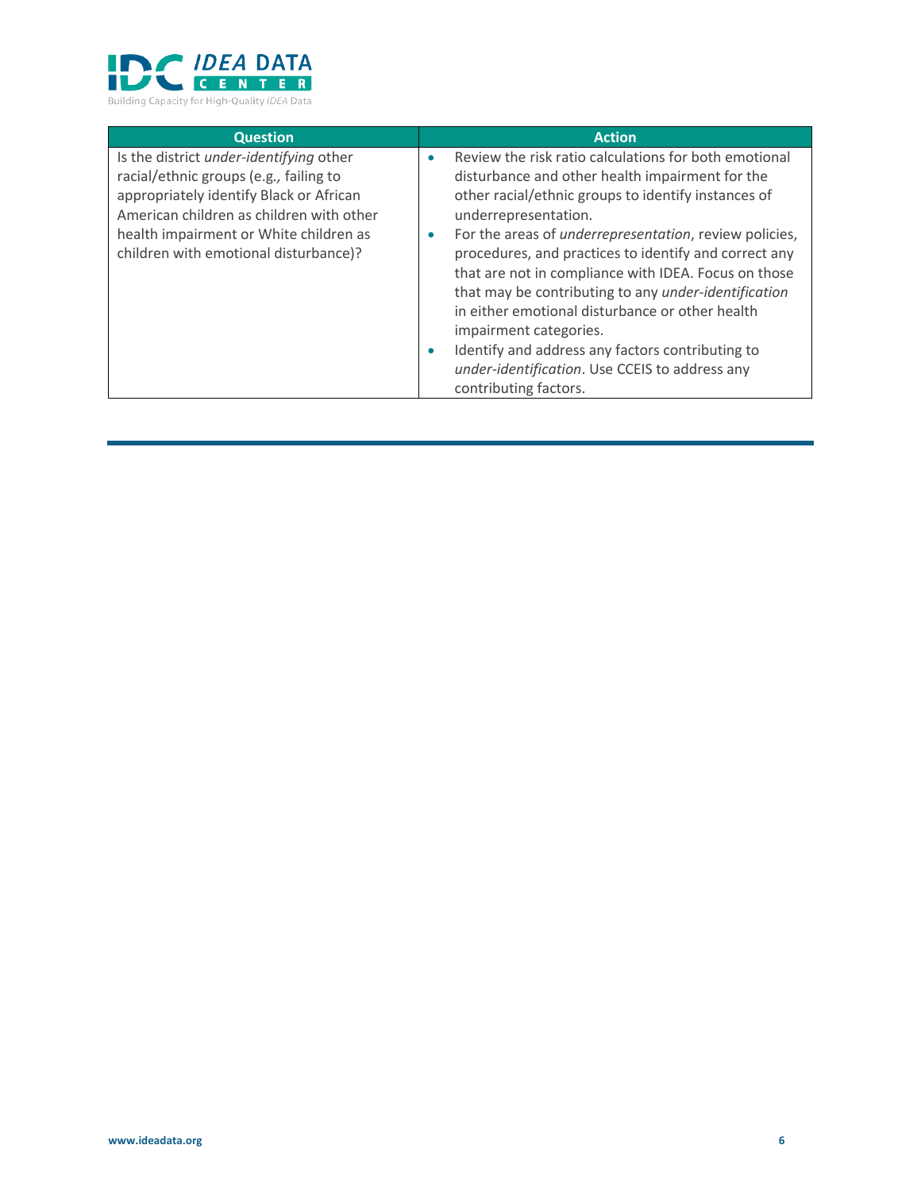| Question | Action |
|---|---|
| Is the district *under-identifying* other racial/ethnic groups (e.g., failing to appropriately identify Black or African American children as children with other health impairment or White children as children with emotional disturbance)? | • Review the risk ratio calculations for both emotional disturbance and other health impairment for the other racial/ethnic groups to identify instances of underrepresentation.<br>• For the areas of *underrepresentation*, review policies, procedures, and practices to identify and correct any that are not in compliance with IDEA. Focus on those that may be contributing to any *under-identification* in either emotional disturbance or other health impairment categories.<br>• Identify and address any factors contributing to *under-identification*. Use CCEIS to address any contributing factors. |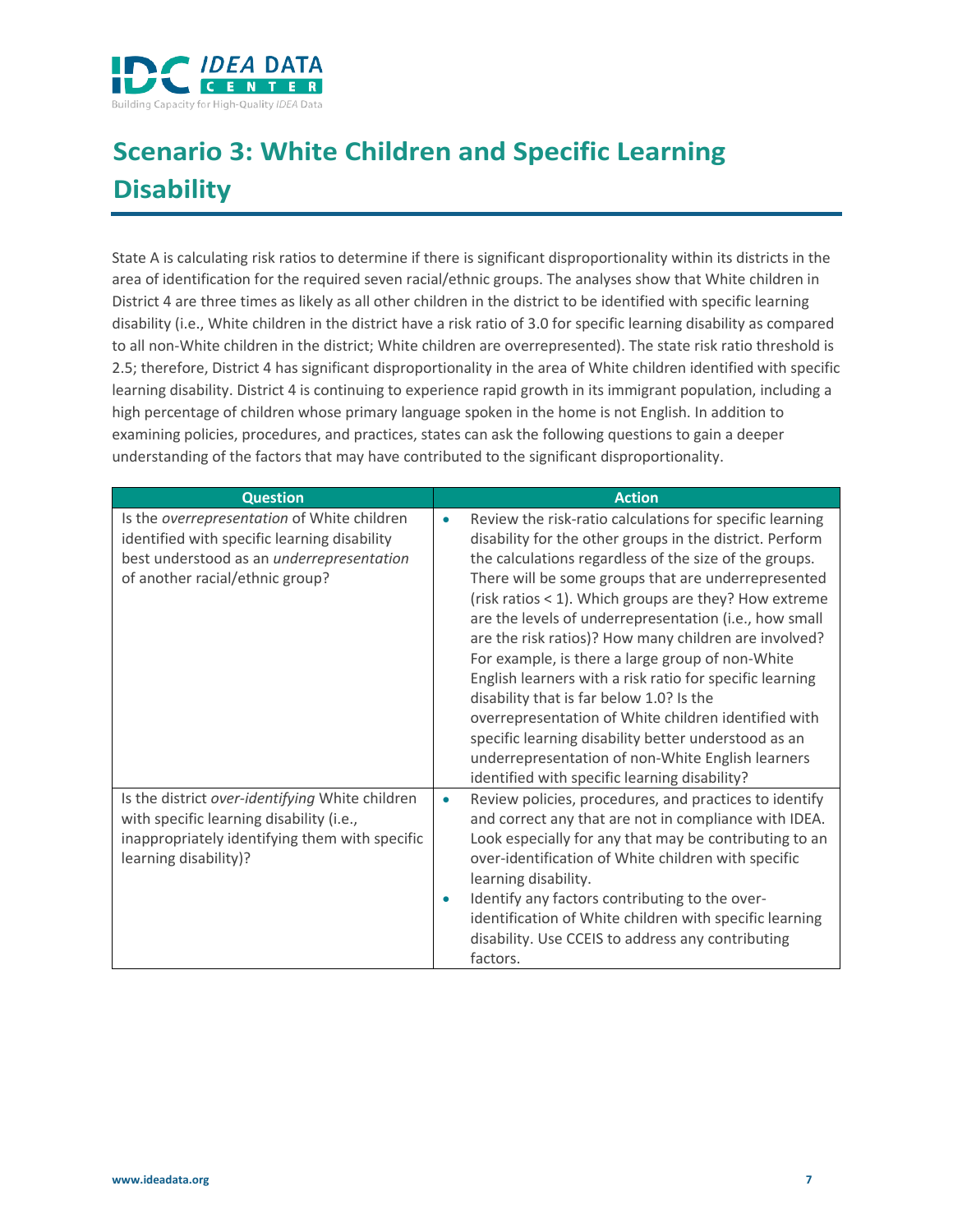# Scenario 3: White Children and Specific Learning Disability

State A is calculating risk ratios to determine if there is significant disproportionality within its districts in the area of identification for the required seven racial/ethnic groups. The analyses show that White children in District 4 are three times as likely as all other children in the district to be identified with specific learning disability (i.e., White children in the district have a risk ratio of 3.0 for specific learning disability as compared to all non-White children in the district; White children are overrepresented). The state risk ratio threshold is 2.5; therefore, District 4 has significant disproportionality in the area of White children identified with specific learning disability. District 4 is continuing to experience rapid growth in its immigrant population, including a high percentage of children whose primary language spoken in the home is not English. In addition to examining policies, procedures, and practices, states can ask the following questions to gain a deeper understanding of the factors that may have contributed to the significant disproportionality.

| Question | Action |
| --- | --- |
| Is the *overrepresentation* of White children identified with specific learning disability best understood as an *underrepresentation* of another racial/ethnic group? | • Review the risk-ratio calculations for specific learning disability for the other groups in the district. Perform the calculations regardless of the size of the groups. There will be some groups that are underrepresented (risk ratios < 1). Which groups are they? How extreme are the levels of underrepresentation (i.e., how small are the risk ratios)? How many children are involved? For example, is there a large group of non-White English learners with a risk ratio for specific learning disability that is far below 1.0? Is the overrepresentation of White children identified with specific learning disability better understood as an underrepresentation of non-White English learners identified with specific learning disability? |
| Is the district *over-identifying* White children with specific learning disability (i.e., inappropriately identifying them with specific learning disability)? | • Review policies, procedures, and practices to identify and correct any that are not in compliance with IDEA. Look especially for any that may be contributing to an over-identification of White children with specific learning disability.<br>• Identify any factors contributing to the over-identification of White children with specific learning disability. Use CCEIS to address any contributing factors. |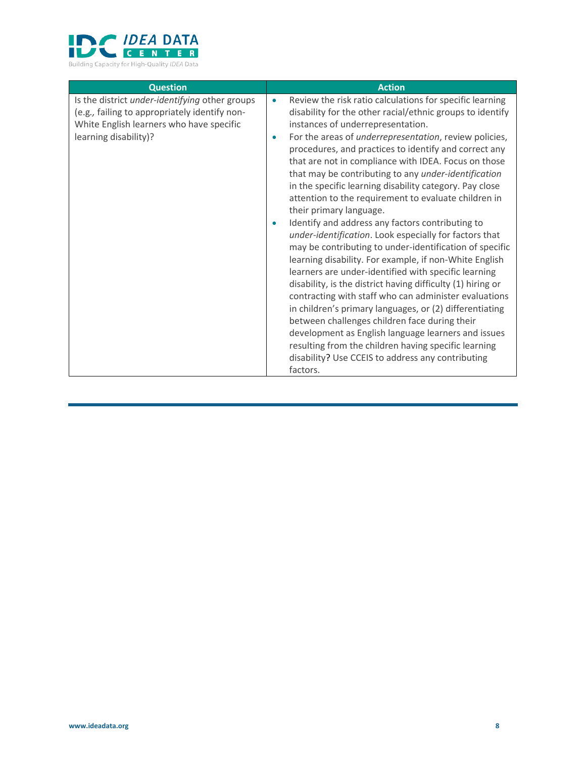| Question | Action |
| --- | --- |
| Is the district *under-identifying* other groups (e.g., failing to appropriately identify non-White English learners who have specific learning disability)? | • Review the risk ratio calculations for specific learning disability for the other racial/ethnic groups to identify instances of underrepresentation.<br>• For the areas of *underrepresentation*, review policies, procedures, and practices to identify and correct any that are not in compliance with IDEA. Focus on those that may be contributing to any *under-identification* in the specific learning disability category. Pay close attention to the requirement to evaluate children in their primary language.<br>• Identify and address any factors contributing to *under-identification*. Look especially for factors that may be contributing to under-identification of specific learning disability. For example, if non-White English learners are under-identified with specific learning disability, is the district having difficulty (1) hiring or contracting with staff who can administer evaluations in children's primary languages, or (2) differentiating between challenges children face during their development as English language learners and issues resulting from the children having specific learning disability? Use CCEIS to address any contributing factors. |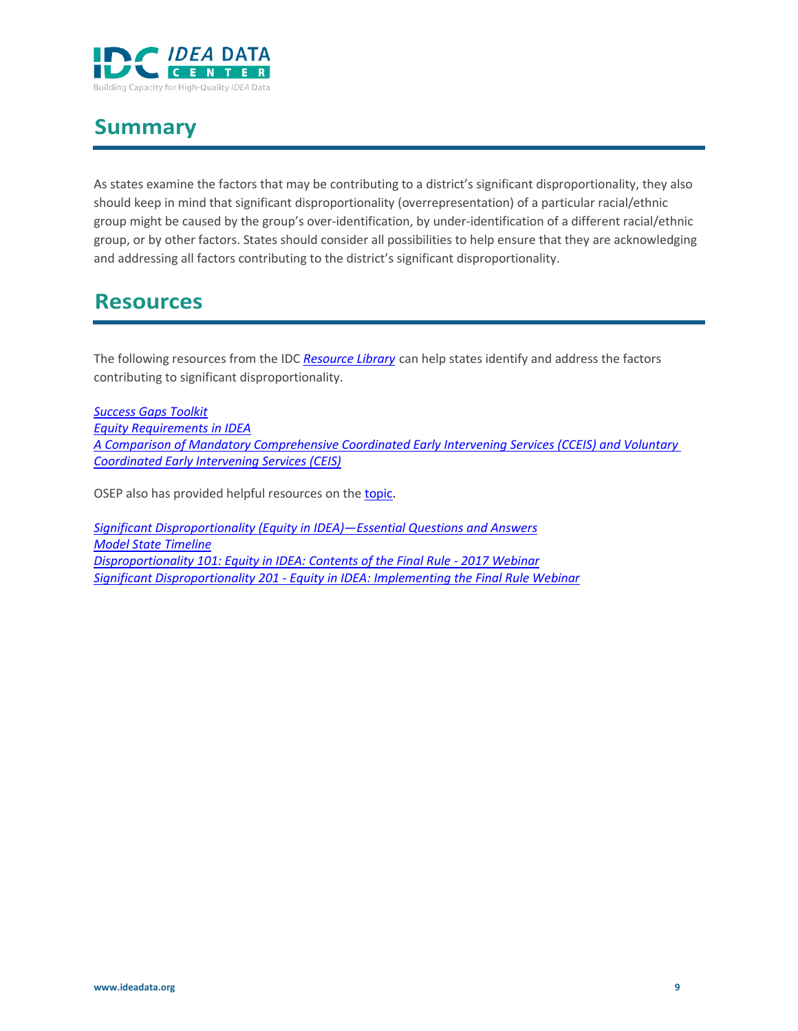## Summary

As states examine the factors that may be contributing to a district's significant disproportionality, they also should keep in mind that significant disproportionality (overrepresentation) of a particular racial/ethnic group might be caused by the group's over-identification, by under-identification of a different racial/ethnic group, or by other factors. States should consider all possibilities to help ensure that they are acknowledging and addressing all factors contributing to the district's significant disproportionality.

## Resources

The following resources from the IDC *Resource Library* can help states identify and address the factors contributing to significant disproportionality.

*Success Gaps Toolkit*
*Equity Requirements in IDEA*
*A Comparison of Mandatory Comprehensive Coordinated Early Intervening Services (CCEIS) and Voluntary Coordinated Early Intervening Services (CEIS)*

OSEP also has provided helpful resources on the topic.

*Significant Disproportionality (Equity in IDEA)—Essential Questions and Answers*
*Model State Timeline*
*Disproportionality 101: Equity in IDEA: Contents of the Final Rule - 2017 Webinar*
*Significant Disproportionality 201 - Equity in IDEA: Implementing the Final Rule Webinar*